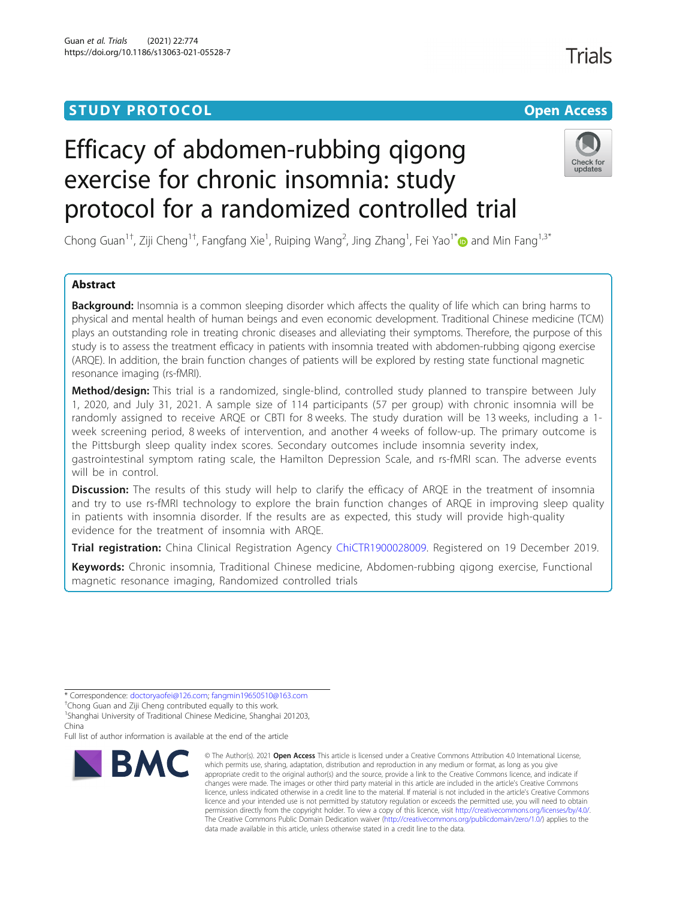STUDY PROTOCOL

Open Access

# Efficacy of abdomen-rubbing qigong exercise for chronic insomnia: study protocol for a randomized controlled trial

Chong Guan[1†], Ziji Cheng[1†], Fangfang Xie[1], Ruiping Wang[2], Jing Zhang[1], Fei Yao[1*] and Min Fang[1,3*]

## Abstract

**Background:** Insomnia is a common sleeping disorder which affects the quality of life which can bring harms to physical and mental health of human beings and even economic development. Traditional Chinese medicine (TCM) plays an outstanding role in treating chronic diseases and alleviating their symptoms. Therefore, the purpose of this study is to assess the treatment efficacy in patients with insomnia treated with abdomen-rubbing qigong exercise (ARQE). In addition, the brain function changes of patients will be explored by resting state functional magnetic resonance imaging (rs-fMRI).

**Method/design:** This trial is a randomized, single-blind, controlled study planned to transpire between July 1, 2020, and July 31, 2021. A sample size of 114 participants (57 per group) with chronic insomnia will be randomly assigned to receive ARQE or CBTI for 8 weeks. The study duration will be 13 weeks, including a 1-week screening period, 8 weeks of intervention, and another 4 weeks of follow-up. The primary outcome is the Pittsburgh sleep quality index scores. Secondary outcomes include insomnia severity index, gastrointestinal symptom rating scale, the Hamilton Depression Scale, and rs-fMRI scan. The adverse events will be in control.

**Discussion:** The results of this study will help to clarify the efficacy of ARQE in the treatment of insomnia and try to use rs-fMRI technology to explore the brain function changes of ARQE in improving sleep quality in patients with insomnia disorder. If the results are as expected, this study will provide high-quality evidence for the treatment of insomnia with ARQE.

**Trial registration:** China Clinical Registration Agency ChiCTR1900028009. Registered on 19 December 2019.

**Keywords:** Chronic insomnia, Traditional Chinese medicine, Abdomen-rubbing qigong exercise, Functional magnetic resonance imaging, Randomized controlled trials

---

* Correspondence: doctoryaofei@126.com; fangmin19650510@163.com
†Chong Guan and Ziji Cheng contributed equally to this work.
[1]Shanghai University of Traditional Chinese Medicine, Shanghai 201203, China
Full list of author information is available at the end of the article

© The Author(s). 2021 **Open Access** This article is licensed under a Creative Commons Attribution 4.0 International License, which permits use, sharing, adaptation, distribution and reproduction in any medium or format, as long as you give appropriate credit to the original author(s) and the source, provide a link to the Creative Commons licence, and indicate if changes were made. The images or other third party material in this article are included in the article's Creative Commons licence, unless indicated otherwise in a credit line to the material. If material is not included in the article's Creative Commons licence and your intended use is not permitted by statutory regulation or exceeds the permitted use, you will need to obtain permission directly from the copyright holder. To view a copy of this licence, visit http://creativecommons.org/licenses/by/4.0/. The Creative Commons Public Domain Dedication waiver (http://creativecommons.org/publicdomain/zero/1.0/) applies to the data made available in this article, unless otherwise stated in a credit line to the data.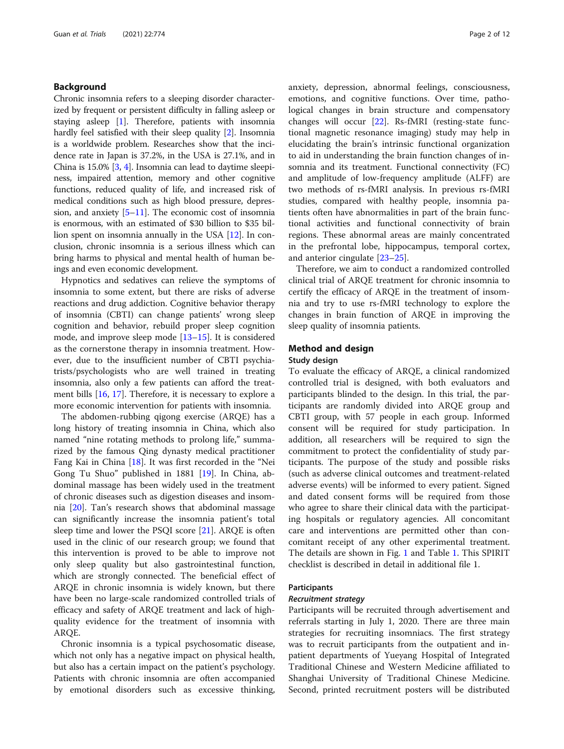## Background

Chronic insomnia refers to a sleeping disorder characterized by frequent or persistent difficulty in falling asleep or staying asleep [1]. Therefore, patients with insomnia hardly feel satisfied with their sleep quality [2]. Insomnia is a worldwide problem. Researches show that the incidence rate in Japan is 37.2%, in the USA is 27.1%, and in China is 15.0% [3, 4]. Insomnia can lead to daytime sleepiness, impaired attention, memory and other cognitive functions, reduced quality of life, and increased risk of medical conditions such as high blood pressure, depression, and anxiety [5–11]. The economic cost of insomnia is enormous, with an estimated of $30 billion to $35 billion spent on insomnia annually in the USA [12]. In conclusion, chronic insomnia is a serious illness which can bring harms to physical and mental health of human beings and even economic development.

Hypnotics and sedatives can relieve the symptoms of insomnia to some extent, but there are risks of adverse reactions and drug addiction. Cognitive behavior therapy of insomnia (CBTI) can change patients' wrong sleep cognition and behavior, rebuild proper sleep cognition mode, and improve sleep mode [13–15]. It is considered as the cornerstone therapy in insomnia treatment. However, due to the insufficient number of CBTI psychiatrists/psychologists who are well trained in treating insomnia, also only a few patients can afford the treatment bills [16, 17]. Therefore, it is necessary to explore a more economic intervention for patients with insomnia.

The abdomen-rubbing qigong exercise (ARQE) has a long history of treating insomnia in China, which also named "nine rotating methods to prolong life," summarized by the famous Qing dynasty medical practitioner Fang Kai in China [18]. It was first recorded in the "Nei Gong Tu Shuo" published in 1881 [19]. In China, abdominal massage has been widely used in the treatment of chronic diseases such as digestion diseases and insomnia [20]. Tan's research shows that abdominal massage can significantly increase the insomnia patient's total sleep time and lower the PSQI score [21]. ARQE is often used in the clinic of our research group; we found that this intervention is proved to be able to improve not only sleep quality but also gastrointestinal function, which are strongly connected. The beneficial effect of ARQE in chronic insomnia is widely known, but there have been no large-scale randomized controlled trials of efficacy and safety of ARQE treatment and lack of high-quality evidence for the treatment of insomnia with ARQE.

Chronic insomnia is a typical psychosomatic disease, which not only has a negative impact on physical health, but also has a certain impact on the patient's psychology. Patients with chronic insomnia are often accompanied by emotional disorders such as excessive thinking, anxiety, depression, abnormal feelings, consciousness, emotions, and cognitive functions. Over time, pathological changes in brain structure and compensatory changes will occur [22]. Rs-fMRI (resting-state functional magnetic resonance imaging) study may help in elucidating the brain's intrinsic functional organization to aid in understanding the brain function changes of insomnia and its treatment. Functional connectivity (FC) and amplitude of low-frequency amplitude (ALFF) are two methods of rs-fMRI analysis. In previous rs-fMRI studies, compared with healthy people, insomnia patients often have abnormalities in part of the brain functional activities and functional connectivity of brain regions. These abnormal areas are mainly concentrated in the prefrontal lobe, hippocampus, temporal cortex, and anterior cingulate [23–25].

Therefore, we aim to conduct a randomized controlled clinical trial of ARQE treatment for chronic insomnia to certify the efficacy of ARQE in the treatment of insomnia and try to use rs-fMRI technology to explore the changes in brain function of ARQE in improving the sleep quality of insomnia patients.

## Method and design

### Study design

To evaluate the efficacy of ARQE, a clinical randomized controlled trial is designed, with both evaluators and participants blinded to the design. In this trial, the participants are randomly divided into ARQE group and CBTI group, with 57 people in each group. Informed consent will be required for study participation. In addition, all researchers will be required to sign the commitment to protect the confidentiality of study participants. The purpose of the study and possible risks (such as adverse clinical outcomes and treatment-related adverse events) will be informed to every patient. Signed and dated consent forms will be required from those who agree to share their clinical data with the participating hospitals or regulatory agencies. All concomitant care and interventions are permitted other than concomitant receipt of any other experimental treatment. The details are shown in Fig. 1 and Table 1. This SPIRIT checklist is described in detail in additional file 1.

### Participants

#### *Recruitment strategy*

Participants will be recruited through advertisement and referrals starting in July 1, 2020. There are three main strategies for recruiting insomniacs. The first strategy was to recruit participants from the outpatient and inpatient departments of Yueyang Hospital of Integrated Traditional Chinese and Western Medicine affiliated to Shanghai University of Traditional Chinese Medicine. Second, printed recruitment posters will be distributed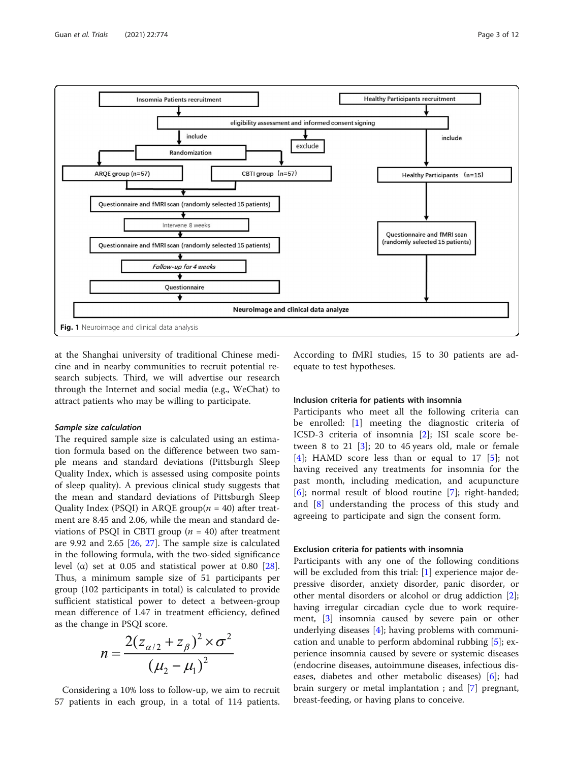Fig. 1 Neuroimage and clinical data analysis

at the Shanghai university of traditional Chinese medicine and in nearby communities to recruit potential research subjects. Third, we will advertise our research through the Internet and social media (e.g., WeChat) to attract patients who may be willing to participate.

### *Sample size calculation*

The required sample size is calculated using an estimation formula based on the difference between two sample means and standard deviations (Pittsburgh Sleep Quality Index, which is assessed using composite points of sleep quality). A previous clinical study suggests that the mean and standard deviations of Pittsburgh Sleep Quality Index (PSQI) in ARQE group($n$ = 40) after treatment are 8.45 and 2.06, while the mean and standard deviations of PSQI in CBTI group ($n$ = 40) after treatment are 9.92 and 2.65 [26, 27]. The sample size is calculated in the following formula, with the two-sided significance level (α) set at 0.05 and statistical power at 0.80 [28]. Thus, a minimum sample size of 51 participants per group (102 participants in total) is calculated to provide sufficient statistical power to detect a between-group mean difference of 1.47 in treatment efficiency, defined as the change in PSQI score.

$$n = \frac{2(z_{\alpha/2} + z_{\beta})^2 \times \sigma^2}{(\mu_2 - \mu_1)^2}$$

Considering a 10% loss to follow-up, we aim to recruit 57 patients in each group, in a total of 114 patients. According to fMRI studies, 15 to 30 patients are adequate to test hypotheses.

### Inclusion criteria for patients with insomnia

Participants who meet all the following criteria can be enrolled: [1] meeting the diagnostic criteria of ICSD-3 criteria of insomnia [2]; ISI scale score between 8 to 21 [3]; 20 to 45 years old, male or female [4]; HAMD score less than or equal to 17 [5]; not having received any treatments for insomnia for the past month, including medication, and acupuncture [6]; normal result of blood routine [7]; right-handed; and [8] understanding the process of this study and agreeing to participate and sign the consent form.

### Exclusion criteria for patients with insomnia

Participants with any one of the following conditions will be excluded from this trial: [1] experience major depressive disorder, anxiety disorder, panic disorder, or other mental disorders or alcohol or drug addiction [2]; having irregular circadian cycle due to work requirement, [3] insomnia caused by severe pain or other underlying diseases [4]; having problems with communication and unable to perform abdominal rubbing [5]; experience insomnia caused by severe or systemic diseases (endocrine diseases, autoimmune diseases, infectious diseases, diabetes and other metabolic diseases) [6]; had brain surgery or metal implantation ; and [7] pregnant, breast-feeding, or having plans to conceive.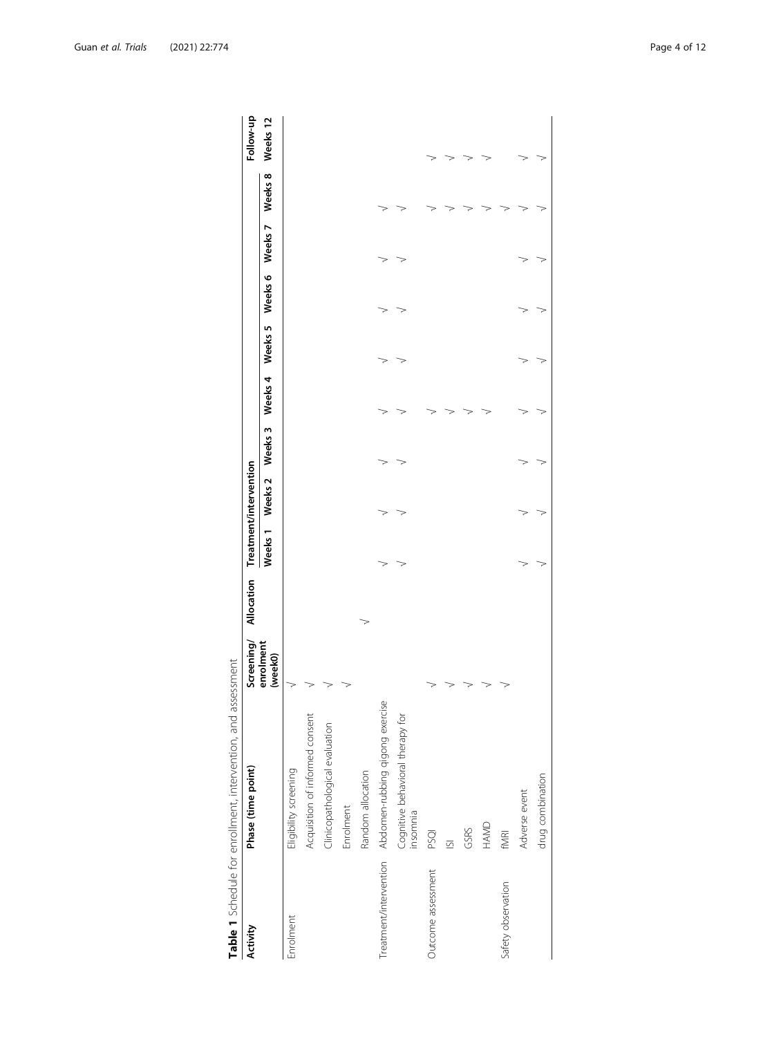**Table 1** Schedule for enrollment, intervention, and assessment

| Activity | Phase (time point) | Screening/ enrolment (week0) | Allocation | Treatment/intervention | | | | | | | | Follow-up |
|---|---|---|---|---|---|---|---|---|---|---|---|---|
| | | | | Weeks 1 | Weeks 2 | Weeks 3 | Weeks 4 | Weeks 5 | Weeks 6 | Weeks 7 | Weeks 8 | Weeks 12 |
| Enrolment | Eligibility screening | √ | | | | | | | | | | |
| | Acquisition of informed consent | √ | | | | | | | | | | |
| | Clinicopathological evaluation | √ | | | | | | | | | | |
| | Enrolment | √ | | | | | | | | | | |
| | Random allocation | | √ | | | | | | | | | |
| Treatment/intervention | Abdomen-rubbing qigong exercise | | | √ | √ | √ | √ | √ | √ | √ | √ | |
| | Cognitive behavioral therapy for insomnia | | | √ | √ | √ | √ | √ | √ | √ | √ | |
| Outcome assessment | PSQI | √ | | | | | √ | | | | √ | √ |
| | ISI | √ | | | | | √ | | | | √ | √ |
| | GSRS | √ | | | | | √ | | | | √ | √ |
| | HAMD | √ | | | | | √ | | | | √ | √ |
| Safety observation | fMRI | √ | | | | | | | | | √ | |
| | Adverse event | | | √ | √ | | √ | √ | √ | √ | √ | √ |
| | drug combination | | | √ | √ | | √ | √ | √ | √ | √ | √ |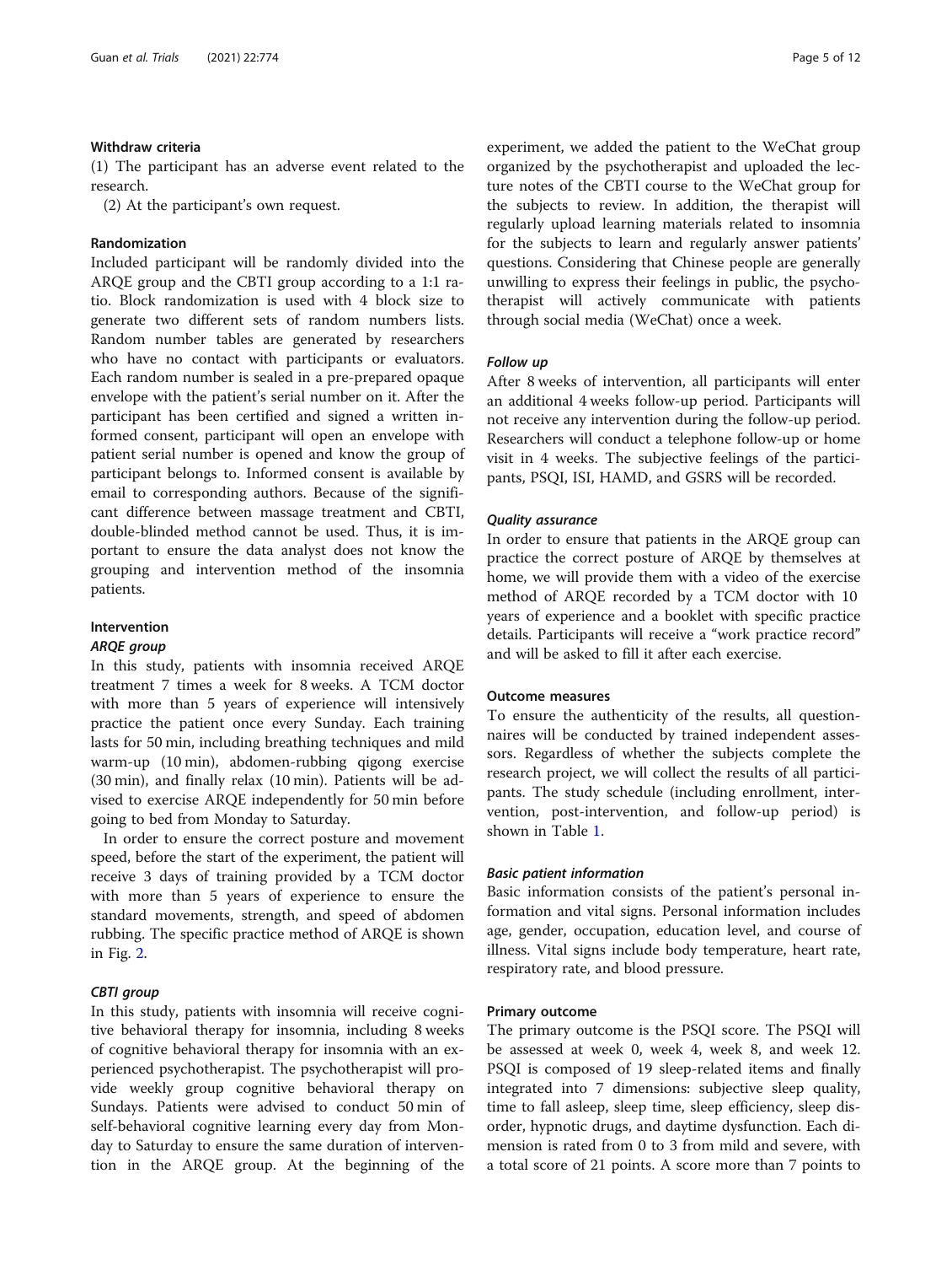#### Withdraw criteria

(1) The participant has an adverse event related to the research.

(2) At the participant's own request.

#### Randomization

Included participant will be randomly divided into the ARQE group and the CBTI group according to a 1:1 ratio. Block randomization is used with 4 block size to generate two different sets of random numbers lists. Random number tables are generated by researchers who have no contact with participants or evaluators. Each random number is sealed in a pre-prepared opaque envelope with the patient's serial number on it. After the participant has been certified and signed a written informed consent, participant will open an envelope with patient serial number is opened and know the group of participant belongs to. Informed consent is available by email to corresponding authors. Because of the significant difference between massage treatment and CBTI, double-blinded method cannot be used. Thus, it is important to ensure the data analyst does not know the grouping and intervention method of the insomnia patients.

#### Intervention

##### *ARQE group*

In this study, patients with insomnia received ARQE treatment 7 times a week for 8 weeks. A TCM doctor with more than 5 years of experience will intensively practice the patient once every Sunday. Each training lasts for 50 min, including breathing techniques and mild warm-up (10 min), abdomen-rubbing qigong exercise (30 min), and finally relax (10 min). Patients will be advised to exercise ARQE independently for 50 min before going to bed from Monday to Saturday.

In order to ensure the correct posture and movement speed, before the start of the experiment, the patient will receive 3 days of training provided by a TCM doctor with more than 5 years of experience to ensure the standard movements, strength, and speed of abdomen rubbing. The specific practice method of ARQE is shown in Fig. 2.

##### *CBTI group*

In this study, patients with insomnia will receive cognitive behavioral therapy for insomnia, including 8 weeks of cognitive behavioral therapy for insomnia with an experienced psychotherapist. The psychotherapist will provide weekly group cognitive behavioral therapy on Sundays. Patients were advised to conduct 50 min of self-behavioral cognitive learning every day from Monday to Saturday to ensure the same duration of intervention in the ARQE group. At the beginning of the experiment, we added the patient to the WeChat group organized by the psychotherapist and uploaded the lecture notes of the CBTI course to the WeChat group for the subjects to review. In addition, the therapist will regularly upload learning materials related to insomnia for the subjects to learn and regularly answer patients' questions. Considering that Chinese people are generally unwilling to express their feelings in public, the psychotherapist will actively communicate with patients through social media (WeChat) once a week.

##### *Follow up*

After 8 weeks of intervention, all participants will enter an additional 4 weeks follow-up period. Participants will not receive any intervention during the follow-up period. Researchers will conduct a telephone follow-up or home visit in 4 weeks. The subjective feelings of the participants, PSQI, ISI, HAMD, and GSRS will be recorded.

##### *Quality assurance*

In order to ensure that patients in the ARQE group can practice the correct posture of ARQE by themselves at home, we will provide them with a video of the exercise method of ARQE recorded by a TCM doctor with 10 years of experience and a booklet with specific practice details. Participants will receive a "work practice record" and will be asked to fill it after each exercise.

#### Outcome measures

To ensure the authenticity of the results, all questionnaires will be conducted by trained independent assessors. Regardless of whether the subjects complete the research project, we will collect the results of all participants. The study schedule (including enrollment, intervention, post-intervention, and follow-up period) is shown in Table 1.

##### *Basic patient information*

Basic information consists of the patient's personal information and vital signs. Personal information includes age, gender, occupation, education level, and course of illness. Vital signs include body temperature, heart rate, respiratory rate, and blood pressure.

#### Primary outcome

The primary outcome is the PSQI score. The PSQI will be assessed at week 0, week 4, week 8, and week 12. PSQI is composed of 19 sleep-related items and finally integrated into 7 dimensions: subjective sleep quality, time to fall asleep, sleep time, sleep efficiency, sleep disorder, hypnotic drugs, and daytime dysfunction. Each dimension is rated from 0 to 3 from mild and severe, with a total score of 21 points. A score more than 7 points to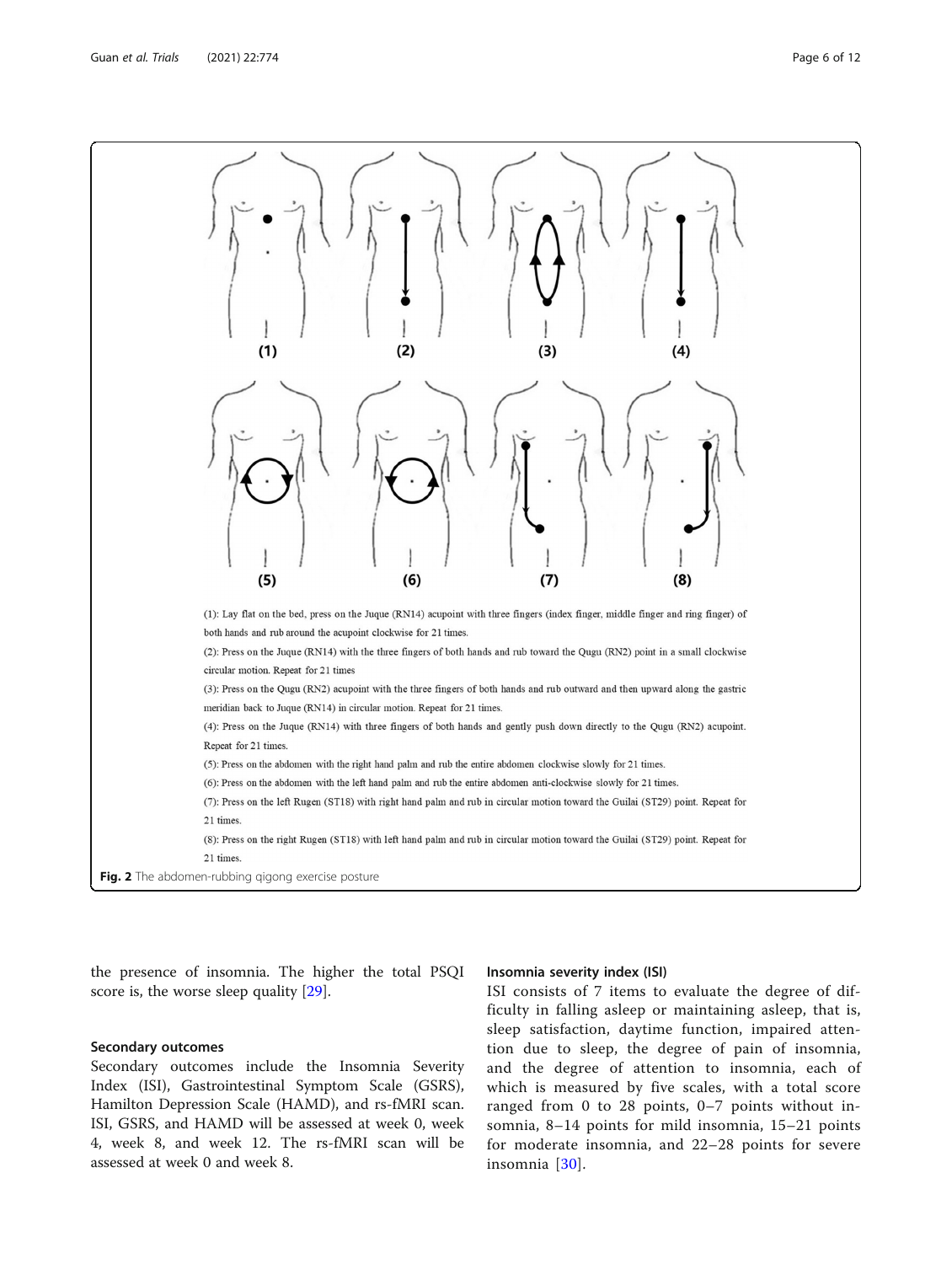(1): Lay flat on the bed, press on the Juque (RN14) acupoint with three fingers (index finger, middle finger and ring finger) of both hands and rub around the acupoint clockwise for 21 times.

(2): Press on the Juque (RN14) with the three fingers of both hands and rub toward the Qugu (RN2) point in a small clockwise circular motion. Repeat for 21 times

(3): Press on the Qugu (RN2) acupoint with the three fingers of both hands and rub outward and then upward along the gastric meridian back to Juque (RN14) in circular motion. Repeat for 21 times.

(4): Press on the Juque (RN14) with three fingers of both hands and gently push down directly to the Qugu (RN2) acupoint. Repeat for 21 times.

(5): Press on the abdomen with the right hand palm and rub the entire abdomen clockwise slowly for 21 times.

(6): Press on the abdomen with the left hand palm and rub the entire abdomen anti-clockwise slowly for 21 times.

(7): Press on the left Rugen (ST18) with right hand palm and rub in circular motion toward the Guilai (ST29) point. Repeat for 21 times.

(8): Press on the right Rugen (ST18) with left hand palm and rub in circular motion toward the Guilai (ST29) point. Repeat for 21 times.

**Fig. 2** The abdomen-rubbing qigong exercise posture

the presence of insomnia. The higher the total PSQI score is, the worse sleep quality [29].

### Secondary outcomes

Secondary outcomes include the Insomnia Severity Index (ISI), Gastrointestinal Symptom Scale (GSRS), Hamilton Depression Scale (HAMD), and rs-fMRI scan. ISI, GSRS, and HAMD will be assessed at week 0, week 4, week 8, and week 12. The rs-fMRI scan will be assessed at week 0 and week 8.

#### Insomnia severity index (ISI)

ISI consists of 7 items to evaluate the degree of difficulty in falling asleep or maintaining asleep, that is, sleep satisfaction, daytime function, impaired attention due to sleep, the degree of pain of insomnia, and the degree of attention to insomnia, each of which is measured by five scales, with a total score ranged from 0 to 28 points, 0–7 points without insomnia, 8–14 points for mild insomnia, 15–21 points for moderate insomnia, and 22–28 points for severe insomnia [30].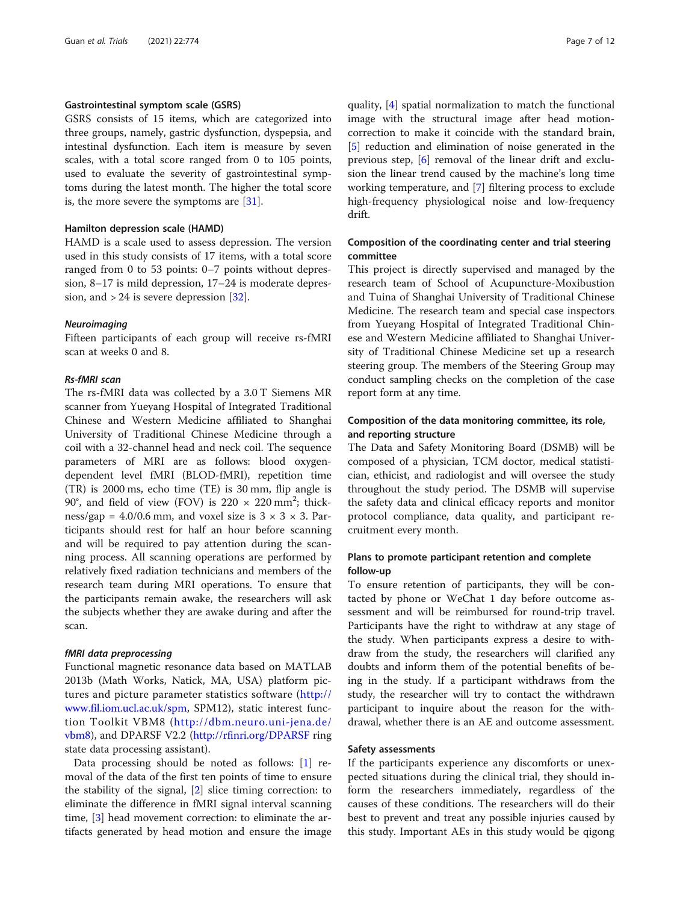#### Gastrointestinal symptom scale (GSRS)

GSRS consists of 15 items, which are categorized into three groups, namely, gastric dysfunction, dyspepsia, and intestinal dysfunction. Each item is measure by seven scales, with a total score ranged from 0 to 105 points, used to evaluate the severity of gastrointestinal symptoms during the latest month. The higher the total score is, the more severe the symptoms are [31].

#### Hamilton depression scale (HAMD)

HAMD is a scale used to assess depression. The version used in this study consists of 17 items, with a total score ranged from 0 to 53 points: 0–7 points without depression, 8–17 is mild depression, 17–24 is moderate depression, and > 24 is severe depression [32].

#### *Neuroimaging*

Fifteen participants of each group will receive rs-fMRI scan at weeks 0 and 8.

#### *Rs-fMRI scan*

The rs-fMRI data was collected by a 3.0 T Siemens MR scanner from Yueyang Hospital of Integrated Traditional Chinese and Western Medicine affiliated to Shanghai University of Traditional Chinese Medicine through a coil with a 32-channel head and neck coil. The sequence parameters of MRI are as follows: blood oxygen-dependent level fMRI (BLOD-fMRI), repetition time (TR) is 2000 ms, echo time (TE) is 30 mm, flip angle is 90°, and field of view (FOV) is 220 × 220 mm$^2$; thickness/gap = 4.0/0.6 mm, and voxel size is 3 × 3 × 3. Participants should rest for half an hour before scanning and will be required to pay attention during the scanning process. All scanning operations are performed by relatively fixed radiation technicians and members of the research team during MRI operations. To ensure that the participants remain awake, the researchers will ask the subjects whether they are awake during and after the scan.

#### *fMRI data preprocessing*

Functional magnetic resonance data based on MATLAB 2013b (Math Works, Natick, MA, USA) platform pictures and picture parameter statistics software (http://www.fil.iom.ucl.ac.uk/spm, SPM12), static interest function Toolkit VBM8 (http://dbm.neuro.uni-jena.de/vbm8), and DPARSF V2.2 (http://rfinri.org/DPARSF ring state data processing assistant).

Data processing should be noted as follows: [1] removal of the data of the first ten points of time to ensure the stability of the signal, [2] slice timing correction: to eliminate the difference in fMRI signal interval scanning time, [3] head movement correction: to eliminate the artifacts generated by head motion and ensure the image quality, [4] spatial normalization to match the functional image with the structural image after head motion-correction to make it coincide with the standard brain, [5] reduction and elimination of noise generated in the previous step, [6] removal of the linear drift and exclusion the linear trend caused by the machine's long time working temperature, and [7] filtering process to exclude high-frequency physiological noise and low-frequency drift.

#### Composition of the coordinating center and trial steering committee

This project is directly supervised and managed by the research team of School of Acupuncture-Moxibustion and Tuina of Shanghai University of Traditional Chinese Medicine. The research team and special case inspectors from Yueyang Hospital of Integrated Traditional Chinese and Western Medicine affiliated to Shanghai University of Traditional Chinese Medicine set up a research steering group. The members of the Steering Group may conduct sampling checks on the completion of the case report form at any time.

#### Composition of the data monitoring committee, its role, and reporting structure

The Data and Safety Monitoring Board (DSMB) will be composed of a physician, TCM doctor, medical statistician, ethicist, and radiologist and will oversee the study throughout the study period. The DSMB will supervise the safety data and clinical efficacy reports and monitor protocol compliance, data quality, and participant recruitment every month.

#### Plans to promote participant retention and complete follow-up

To ensure retention of participants, they will be contacted by phone or WeChat 1 day before outcome assessment and will be reimbursed for round-trip travel. Participants have the right to withdraw at any stage of the study. When participants express a desire to withdraw from the study, the researchers will clarified any doubts and inform them of the potential benefits of being in the study. If a participant withdraws from the study, the researcher will try to contact the withdrawn participant to inquire about the reason for the withdrawal, whether there is an AE and outcome assessment.

#### Safety assessments

If the participants experience any discomforts or unexpected situations during the clinical trial, they should inform the researchers immediately, regardless of the causes of these conditions. The researchers will do their best to prevent and treat any possible injuries caused by this study. Important AEs in this study would be qigong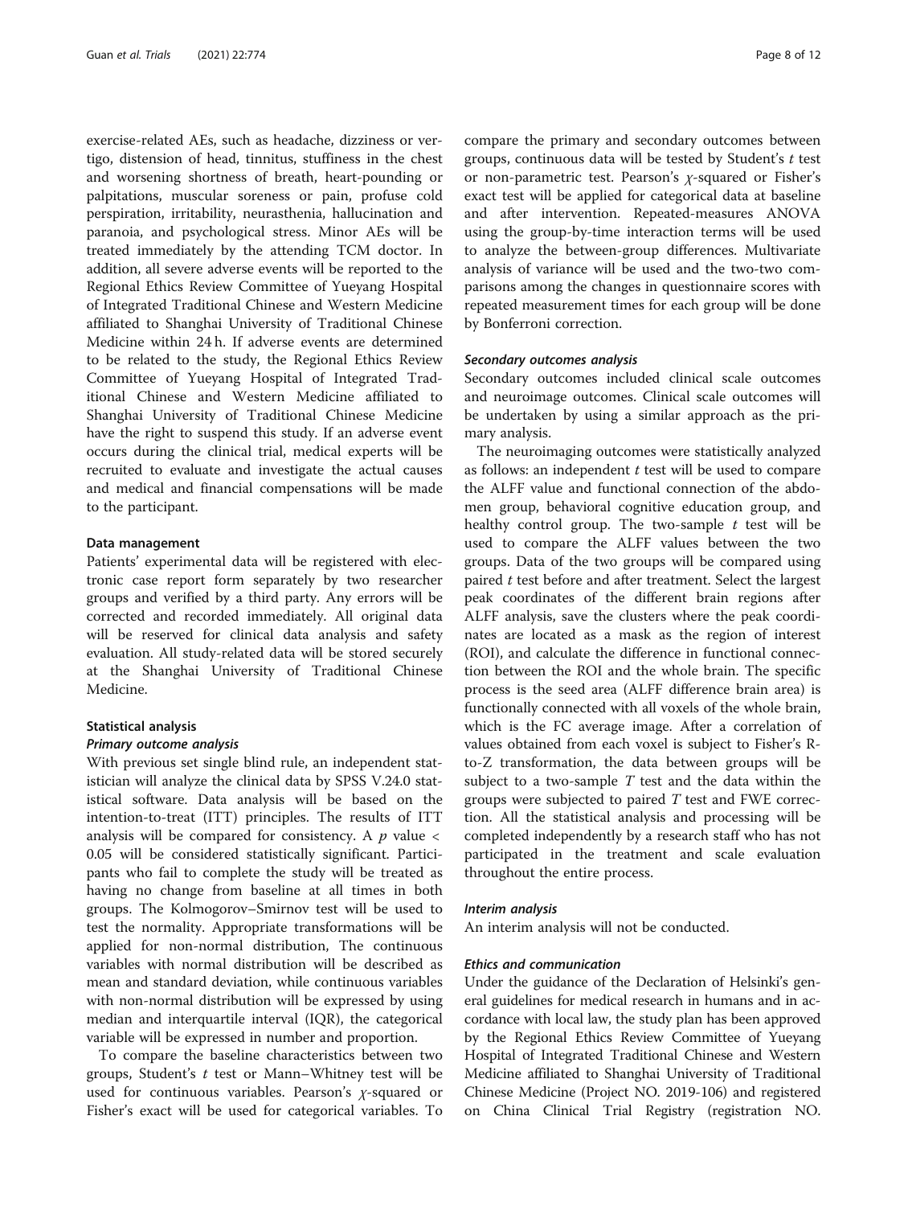exercise-related AEs, such as headache, dizziness or vertigo, distension of head, tinnitus, stuffiness in the chest and worsening shortness of breath, heart-pounding or palpitations, muscular soreness or pain, profuse cold perspiration, irritability, neurasthenia, hallucination and paranoia, and psychological stress. Minor AEs will be treated immediately by the attending TCM doctor. In addition, all severe adverse events will be reported to the Regional Ethics Review Committee of Yueyang Hospital of Integrated Traditional Chinese and Western Medicine affiliated to Shanghai University of Traditional Chinese Medicine within 24 h. If adverse events are determined to be related to the study, the Regional Ethics Review Committee of Yueyang Hospital of Integrated Traditional Chinese and Western Medicine affiliated to Shanghai University of Traditional Chinese Medicine have the right to suspend this study. If an adverse event occurs during the clinical trial, medical experts will be recruited to evaluate and investigate the actual causes and medical and financial compensations will be made to the participant.

#### Data management

Patients' experimental data will be registered with electronic case report form separately by two researcher groups and verified by a third party. Any errors will be corrected and recorded immediately. All original data will be reserved for clinical data analysis and safety evaluation. All study-related data will be stored securely at the Shanghai University of Traditional Chinese Medicine.

#### Statistical analysis

##### *Primary outcome analysis*

With previous set single blind rule, an independent statistician will analyze the clinical data by SPSS V.24.0 statistical software. Data analysis will be based on the intention-to-treat (ITT) principles. The results of ITT analysis will be compared for consistency. A $p$ value < 0.05 will be considered statistically significant. Participants who fail to complete the study will be treated as having no change from baseline at all times in both groups. The Kolmogorov–Smirnov test will be used to test the normality. Appropriate transformations will be applied for non-normal distribution, The continuous variables with normal distribution will be described as mean and standard deviation, while continuous variables with non-normal distribution will be expressed by using median and interquartile interval (IQR), the categorical variable will be expressed in number and proportion.

To compare the baseline characteristics between two groups, Student's $t$ test or Mann–Whitney test will be used for continuous variables. Pearson's $\chi$-squared or Fisher's exact will be used for categorical variables. To compare the primary and secondary outcomes between groups, continuous data will be tested by Student's $t$ test or non-parametric test. Pearson's $\chi$-squared or Fisher's exact test will be applied for categorical data at baseline and after intervention. Repeated-measures ANOVA using the group-by-time interaction terms will be used to analyze the between-group differences. Multivariate analysis of variance will be used and the two-two comparisons among the changes in questionnaire scores with repeated measurement times for each group will be done by Bonferroni correction.

##### *Secondary outcomes analysis*

Secondary outcomes included clinical scale outcomes and neuroimage outcomes. Clinical scale outcomes will be undertaken by using a similar approach as the primary analysis.

The neuroimaging outcomes were statistically analyzed as follows: an independent $t$ test will be used to compare the ALFF value and functional connection of the abdomen group, behavioral cognitive education group, and healthy control group. The two-sample $t$ test will be used to compare the ALFF values between the two groups. Data of the two groups will be compared using paired $t$ test before and after treatment. Select the largest peak coordinates of the different brain regions after ALFF analysis, save the clusters where the peak coordinates are located as a mask as the region of interest (ROI), and calculate the difference in functional connection between the ROI and the whole brain. The specific process is the seed area (ALFF difference brain area) is functionally connected with all voxels of the whole brain, which is the FC average image. After a correlation of values obtained from each voxel is subject to Fisher's R-to-Z transformation, the data between groups will be subject to a two-sample $T$ test and the data within the groups were subjected to paired $T$ test and FWE correction. All the statistical analysis and processing will be completed independently by a research staff who has not participated in the treatment and scale evaluation throughout the entire process.

##### *Interim analysis*

An interim analysis will not be conducted.

##### *Ethics and communication*

Under the guidance of the Declaration of Helsinki's general guidelines for medical research in humans and in accordance with local law, the study plan has been approved by the Regional Ethics Review Committee of Yueyang Hospital of Integrated Traditional Chinese and Western Medicine affiliated to Shanghai University of Traditional Chinese Medicine (Project NO. 2019-106) and registered on China Clinical Trial Registry (registration NO.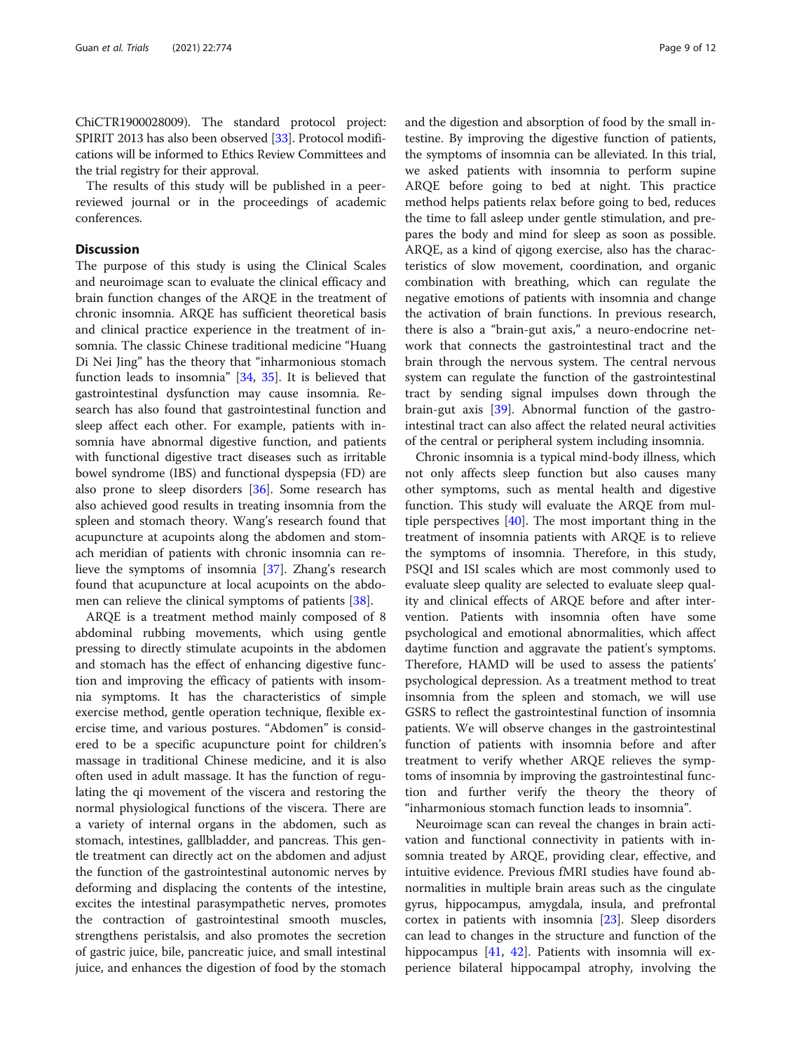ChiCTR1900028009). The standard protocol project: SPIRIT 2013 has also been observed [33]. Protocol modifications will be informed to Ethics Review Committees and the trial registry for their approval.

The results of this study will be published in a peer-reviewed journal or in the proceedings of academic conferences.

## Discussion

The purpose of this study is using the Clinical Scales and neuroimage scan to evaluate the clinical efficacy and brain function changes of the ARQE in the treatment of chronic insomnia. ARQE has sufficient theoretical basis and clinical practice experience in the treatment of insomnia. The classic Chinese traditional medicine "Huang Di Nei Jing" has the theory that "inharmonious stomach function leads to insomnia" [34, 35]. It is believed that gastrointestinal dysfunction may cause insomnia. Research has also found that gastrointestinal function and sleep affect each other. For example, patients with insomnia have abnormal digestive function, and patients with functional digestive tract diseases such as irritable bowel syndrome (IBS) and functional dyspepsia (FD) are also prone to sleep disorders [36]. Some research has also achieved good results in treating insomnia from the spleen and stomach theory. Wang's research found that acupuncture at acupoints along the abdomen and stomach meridian of patients with chronic insomnia can relieve the symptoms of insomnia [37]. Zhang's research found that acupuncture at local acupoints on the abdomen can relieve the clinical symptoms of patients [38].

ARQE is a treatment method mainly composed of 8 abdominal rubbing movements, which using gentle pressing to directly stimulate acupoints in the abdomen and stomach has the effect of enhancing digestive function and improving the efficacy of patients with insomnia symptoms. It has the characteristics of simple exercise method, gentle operation technique, flexible exercise time, and various postures. "Abdomen" is considered to be a specific acupuncture point for children's massage in traditional Chinese medicine, and it is also often used in adult massage. It has the function of regulating the qi movement of the viscera and restoring the normal physiological functions of the viscera. There are a variety of internal organs in the abdomen, such as stomach, intestines, gallbladder, and pancreas. This gentle treatment can directly act on the abdomen and adjust the function of the gastrointestinal autonomic nerves by deforming and displacing the contents of the intestine, excites the intestinal parasympathetic nerves, promotes the contraction of gastrointestinal smooth muscles, strengthens peristalsis, and also promotes the secretion of gastric juice, bile, pancreatic juice, and small intestinal juice, and enhances the digestion of food by the stomach and the digestion and absorption of food by the small intestine. By improving the digestive function of patients, the symptoms of insomnia can be alleviated. In this trial, we asked patients with insomnia to perform supine ARQE before going to bed at night. This practice method helps patients relax before going to bed, reduces the time to fall asleep under gentle stimulation, and prepares the body and mind for sleep as soon as possible. ARQE, as a kind of qigong exercise, also has the characteristics of slow movement, coordination, and organic combination with breathing, which can regulate the negative emotions of patients with insomnia and change the activation of brain functions. In previous research, there is also a "brain-gut axis," a neuro-endocrine network that connects the gastrointestinal tract and the brain through the nervous system. The central nervous system can regulate the function of the gastrointestinal tract by sending signal impulses down through the brain-gut axis [39]. Abnormal function of the gastrointestinal tract can also affect the related neural activities of the central or peripheral system including insomnia.

Chronic insomnia is a typical mind-body illness, which not only affects sleep function but also causes many other symptoms, such as mental health and digestive function. This study will evaluate the ARQE from multiple perspectives [40]. The most important thing in the treatment of insomnia patients with ARQE is to relieve the symptoms of insomnia. Therefore, in this study, PSQI and ISI scales which are most commonly used to evaluate sleep quality are selected to evaluate sleep quality and clinical effects of ARQE before and after intervention. Patients with insomnia often have some psychological and emotional abnormalities, which affect daytime function and aggravate the patient's symptoms. Therefore, HAMD will be used to assess the patients' psychological depression. As a treatment method to treat insomnia from the spleen and stomach, we will use GSRS to reflect the gastrointestinal function of insomnia patients. We will observe changes in the gastrointestinal function of patients with insomnia before and after treatment to verify whether ARQE relieves the symptoms of insomnia by improving the gastrointestinal function and further verify the theory the theory of "inharmonious stomach function leads to insomnia".

Neuroimage scan can reveal the changes in brain activation and functional connectivity in patients with insomnia treated by ARQE, providing clear, effective, and intuitive evidence. Previous fMRI studies have found abnormalities in multiple brain areas such as the cingulate gyrus, hippocampus, amygdala, insula, and prefrontal cortex in patients with insomnia [23]. Sleep disorders can lead to changes in the structure and function of the hippocampus [41, 42]. Patients with insomnia will experience bilateral hippocampal atrophy, involving the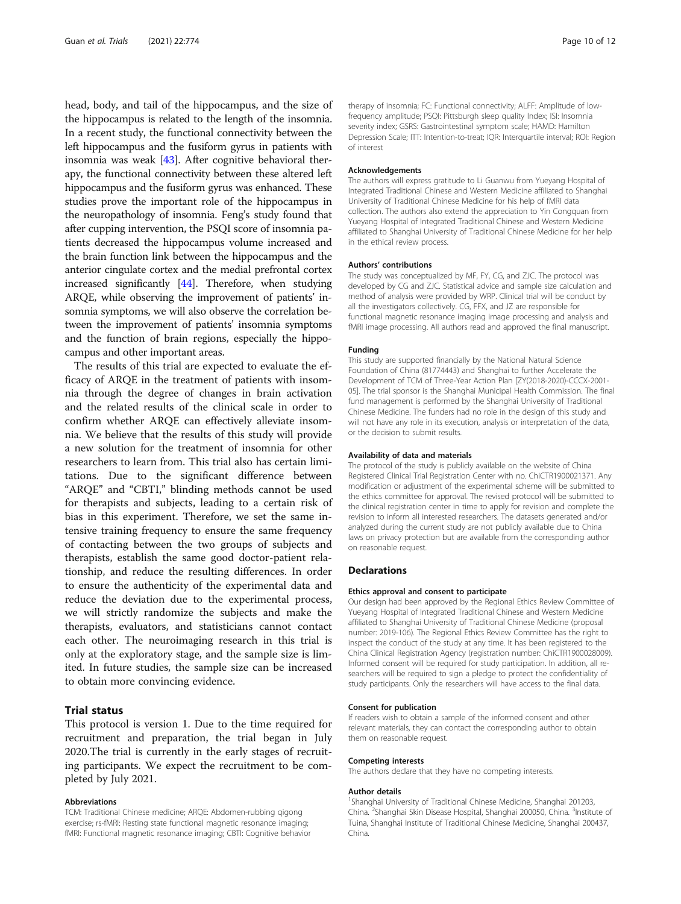head, body, and tail of the hippocampus, and the size of the hippocampus is related to the length of the insomnia. In a recent study, the functional connectivity between the left hippocampus and the fusiform gyrus in patients with insomnia was weak [43]. After cognitive behavioral therapy, the functional connectivity between these altered left hippocampus and the fusiform gyrus was enhanced. These studies prove the important role of the hippocampus in the neuropathology of insomnia. Feng's study found that after cupping intervention, the PSQI score of insomnia patients decreased the hippocampus volume increased and the brain function link between the hippocampus and the anterior cingulate cortex and the medial prefrontal cortex increased significantly [44]. Therefore, when studying ARQE, while observing the improvement of patients' insomnia symptoms, we will also observe the correlation between the improvement of patients' insomnia symptoms and the function of brain regions, especially the hippocampus and other important areas.

The results of this trial are expected to evaluate the efficacy of ARQE in the treatment of patients with insomnia through the degree of changes in brain activation and the related results of the clinical scale in order to confirm whether ARQE can effectively alleviate insomnia. We believe that the results of this study will provide a new solution for the treatment of insomnia for other researchers to learn from. This trial also has certain limitations. Due to the significant difference between "ARQE" and "CBTI," blinding methods cannot be used for therapists and subjects, leading to a certain risk of bias in this experiment. Therefore, we set the same intensive training frequency to ensure the same frequency of contacting between the two groups of subjects and therapists, establish the same good doctor-patient relationship, and reduce the resulting differences. In order to ensure the authenticity of the experimental data and reduce the deviation due to the experimental process, we will strictly randomize the subjects and make the therapists, evaluators, and statisticians cannot contact each other. The neuroimaging research in this trial is only at the exploratory stage, and the sample size is limited. In future studies, the sample size can be increased to obtain more convincing evidence.

## Trial status

This protocol is version 1. Due to the time required for recruitment and preparation, the trial began in July 2020.The trial is currently in the early stages of recruiting participants. We expect the recruitment to be completed by July 2021.

#### Abbreviations

TCM: Traditional Chinese medicine; ARQE: Abdomen-rubbing qigong exercise; rs-fMRI: Resting state functional magnetic resonance imaging; fMRI: Functional magnetic resonance imaging; CBTI: Cognitive behavior therapy of insomnia; FC: Functional connectivity; ALFF: Amplitude of low-frequency amplitude; PSQI: Pittsburgh sleep quality Index; ISI: Insomnia severity index; GSRS: Gastrointestinal symptom scale; HAMD: Hamilton Depression Scale; ITT: Intention-to-treat; IQR: Interquartile interval; ROI: Region of interest

#### Acknowledgements

The authors will express gratitude to Li Guanwu from Yueyang Hospital of Integrated Traditional Chinese and Western Medicine affiliated to Shanghai University of Traditional Chinese Medicine for his help of fMRI data collection. The authors also extend the appreciation to Yin Congquan from Yueyang Hospital of Integrated Traditional Chinese and Western Medicine affiliated to Shanghai University of Traditional Chinese Medicine for her help in the ethical review process.

#### Authors' contributions

The study was conceptualized by MF, FY, CG, and ZJC. The protocol was developed by CG and ZJC. Statistical advice and sample size calculation and method of analysis were provided by WRP. Clinical trial will be conduct by all the investigators collectively. CG, FFX, and JZ are responsible for functional magnetic resonance imaging image processing and analysis and fMRI image processing. All authors read and approved the final manuscript.

#### Funding

This study are supported financially by the National Natural Science Foundation of China (81774443) and Shanghai to further Accelerate the Development of TCM of Three-Year Action Plan [ZY(2018-2020)-CCCX-2001-05]. The trial sponsor is the Shanghai Municipal Health Commission. The final fund management is performed by the Shanghai University of Traditional Chinese Medicine. The funders had no role in the design of this study and will not have any role in its execution, analysis or interpretation of the data, or the decision to submit results.

#### Availability of data and materials

The protocol of the study is publicly available on the website of China Registered Clinical Trial Registration Center with no. ChiCTR1900021371. Any modification or adjustment of the experimental scheme will be submitted to the ethics committee for approval. The revised protocol will be submitted to the clinical registration center in time to apply for revision and complete the revision to inform all interested researchers. The datasets generated and/or analyzed during the current study are not publicly available due to China laws on privacy protection but are available from the corresponding author on reasonable request.

## Declarations

#### Ethics approval and consent to participate

Our design had been approved by the Regional Ethics Review Committee of Yueyang Hospital of Integrated Traditional Chinese and Western Medicine affiliated to Shanghai University of Traditional Chinese Medicine (proposal number: 2019-106). The Regional Ethics Review Committee has the right to inspect the conduct of the study at any time. It has been registered to the China Clinical Registration Agency (registration number: ChiCTR1900028009). Informed consent will be required for study participation. In addition, all researchers will be required to sign a pledge to protect the confidentiality of study participants. Only the researchers will have access to the final data.

#### Consent for publication

If readers wish to obtain a sample of the informed consent and other relevant materials, they can contact the corresponding author to obtain them on reasonable request.

#### Competing interests

The authors declare that they have no competing interests.

#### Author details

[1]Shanghai University of Traditional Chinese Medicine, Shanghai 201203, China. [2]Shanghai Skin Disease Hospital, Shanghai 200050, China. [3]Institute of Tuina, Shanghai Institute of Traditional Chinese Medicine, Shanghai 200437, China.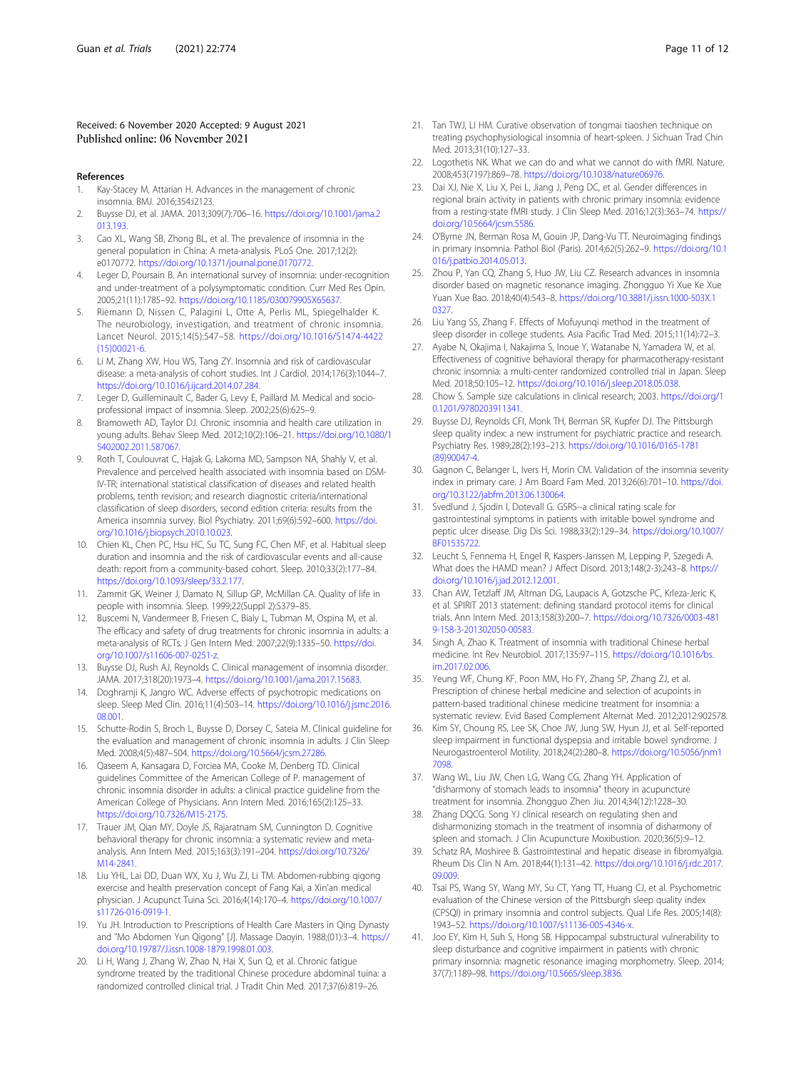Received: 6 November 2020 Accepted: 9 August 2021
Published online: 06 November 2021

## References

1. Kay-Stacey M, Attarian H. Advances in the management of chronic insomnia. BMJ. 2016;354:i2123.
2. Buysse DJ, et al. JAMA. 2013;309(7):706–16. https://doi.org/10.1001/jama.2013.193.
3. Cao XL, Wang SB, Zhong BL, et al. The prevalence of insomnia in the general population in China: A meta-analysis. PLoS One. 2017;12(2): e0170772. https://doi.org/10.1371/journal.pone.0170772.
4. Leger D, Poursain B. An international survey of insomnia: under-recognition and under-treatment of a polysymptomatic condition. Curr Med Res Opin. 2005;21(11):1785–92. https://doi.org/10.1185/030079905X65637.
5. Riemann D, Nissen C, Palagini L, Otte A, Perlis ML, Spiegelhalder K. The neurobiology, investigation, and treatment of chronic insomnia. Lancet Neurol. 2015;14(5):547–58. https://doi.org/10.1016/S1474-4422(15)00021-6.
6. Li M, Zhang XW, Hou WS, Tang ZY. Insomnia and risk of cardiovascular disease: a meta-analysis of cohort studies. Int J Cardiol. 2014;176(3):1044–7. https://doi.org/10.1016/j.ijcard.2014.07.284.
7. Leger D, Guilleminault C, Bader G, Levy E, Paillard M. Medical and socio-professional impact of insomnia. Sleep. 2002;25(6):625–9.
8. Bramoweth AD, Taylor DJ. Chronic insomnia and health care utilization in young adults. Behav Sleep Med. 2012;10(2):106–21. https://doi.org/10.1080/15402002.2011.587067.
9. Roth T, Coulouvrat C, Hajak G, Lakoma MD, Sampson NA, Shahly V, et al. Prevalence and perceived health associated with insomnia based on DSM-IV-TR; international statistical classification of diseases and related health problems, tenth revision; and research diagnostic criteria/international classification of sleep disorders, second edition criteria: results from the America insomnia survey. Biol Psychiatry. 2011;69(6):592–600. https://doi.org/10.1016/j.biopsych.2010.10.023.
10. Chien KL, Chen PC, Hsu HC, Su TC, Sung FC, Chen MF, et al. Habitual sleep duration and insomnia and the risk of cardiovascular events and all-cause death: report from a community-based cohort. Sleep. 2010;33(2):177–84. https://doi.org/10.1093/sleep/33.2.177.
11. Zammit GK, Weiner J, Damato N, Sillup GP, McMillan CA. Quality of life in people with insomnia. Sleep. 1999;22(Suppl 2):S379–85.
12. Buscemi N, Vandermeer B, Friesen C, Bialy L, Tubman M, Ospina M, et al. The efficacy and safety of drug treatments for chronic insomnia in adults: a meta-analysis of RCTs. J Gen Intern Med. 2007;22(9):1335–50. https://doi.org/10.1007/s11606-007-0251-z.
13. Buysse DJ, Rush AJ, Reynolds C. Clinical management of insomnia disorder. JAMA. 2017;318(20):1973–4. https://doi.org/10.1001/jama.2017.15683.
14. Doghramji K, Jangro WC. Adverse effects of psychotropic medications on sleep. Sleep Med Clin. 2016;11(4):503–14. https://doi.org/10.1016/j.jsmc.2016.08.001.
15. Schutte-Rodin S, Broch L, Buysse D, Dorsey C, Sateia M. Clinical guideline for the evaluation and management of chronic insomnia in adults. J Clin Sleep Med. 2008;4(5):487–504. https://doi.org/10.5664/jcsm.27286.
16. Qaseem A, Kansagara D, Forciea MA, Cooke M, Denberg TD. Clinical guidelines Committee of the American College of P. management of chronic insomnia disorder in adults: a clinical practice guideline from the American College of Physicians. Ann Intern Med. 2016;165(2):125–33. https://doi.org/10.7326/M15-2175.
17. Trauer JM, Qian MY, Doyle JS, Rajaratnam SM, Cunnington D. Cognitive behavioral therapy for chronic insomnia: a systematic review and meta-analysis. Ann Intern Med. 2015;163(3):191–204. https://doi.org/10.7326/M14-2841.
18. Liu YHL, Lai DD, Duan WX, Xu J, Wu ZJ, Li TM. Abdomen-rubbing qigong exercise and health preservation concept of Fang Kai, a Xin'an medical physician. J Acupunct Tuina Sci. 2016;4(14):170–4. https://doi.org/10.1007/s11726-016-0919-1.
19. Yu JH. Introduction to Prescriptions of Health Care Masters in Qing Dynasty and "Mo Abdomen Yun Qigong" [J]. Massage Daoyin. 1988;(01):3–4. https://doi.org/10.19787/J.issn.1008-1879.1998.01.003.
20. Li H, Wang J, Zhang W, Zhao N, Hai X, Sun Q, et al. Chronic fatigue syndrome treated by the traditional Chinese procedure abdominal tuina: a randomized controlled clinical trial. J Tradit Chin Med. 2017;37(6):819–26.
21. Tan TWJ, LI HM. Curative observation of tongmai tiaoshen technique on treating psychophysiological insomnia of heart-spleen. J Sichuan Trad Chin Med. 2013;31(10):127–33.
22. Logothetis NK. What we can do and what we cannot do with fMRI. Nature. 2008;453(7197):869–78. https://doi.org/10.1038/nature06976.
23. Dai XJ, Nie X, Liu X, Pei L, Jiang J, Peng DC, et al. Gender differences in regional brain activity in patients with chronic primary insomnia: evidence from a resting-state fMRI study. J Clin Sleep Med. 2016;12(3):363–74. https://doi.org/10.5664/jcsm.5586.
24. O'Byrne JN, Berman Rosa M, Gouin JP, Dang-Vu TT. Neuroimaging findings in primary insomnia. Pathol Biol (Paris). 2014;62(5):262–9. https://doi.org/10.1016/j.patbio.2014.05.013.
25. Zhou P, Yan CQ, Zhang S, Huo JW, Liu CZ. Research advances in insomnia disorder based on magnetic resonance imaging. Zhongguo Yi Xue Ke Xue Yuan Xue Bao. 2018;40(4):543–8. https://doi.org/10.3881/j.issn.1000-503X.10327.
26. Liu Yang SS, Zhang F. Effects of Mofuyunqi method in the treatment of sleep disorder in college students. Asia Pacific Trad Med. 2015;11(14):72–3.
27. Ayabe N, Okajima I, Nakajima S, Inoue Y, Watanabe N, Yamadera W, et al. Effectiveness of cognitive behavioral therapy for pharmacotherapy-resistant chronic insomnia: a multi-center randomized controlled trial in Japan. Sleep Med. 2018;50:105–12. https://doi.org/10.1016/j.sleep.2018.05.038.
28. Chow S. Sample size calculations in clinical research; 2003. https://doi.org/10.1201/9780203911341.
29. Buysse DJ, Reynolds CFI, Monk TH, Berman SR, Kupfer DJ. The Pittsburgh sleep quality index: a new instrument for psychiatric practice and research. Psychiatry Res. 1989;28(2):193–213. https://doi.org/10.1016/0165-1781(89)90047-4.
30. Gagnon C, Belanger L, Ivers H, Morin CM. Validation of the insomnia severity index in primary care. J Am Board Fam Med. 2013;26(6):701–10. https://doi.org/10.3122/jabfm.2013.06.130064.
31. Svedlund J, Sjodin I, Dotevall G. GSRS--a clinical rating scale for gastrointestinal symptoms in patients with irritable bowel syndrome and peptic ulcer disease. Dig Dis Sci. 1988;33(2):129–34. https://doi.org/10.1007/BF01535722.
32. Leucht S, Fennema H, Engel R, Kaspers-Janssen M, Lepping P, Szegedi A. What does the HAMD mean? J Affect Disord. 2013;148(2-3):243–8. https://doi.org/10.1016/j.jad.2012.12.001.
33. Chan AW, Tetzlaff JM, Altman DG, Laupacis A, Gotzsche PC, Krleza-Jeric K, et al. SPIRIT 2013 statement: defining standard protocol items for clinical trials. Ann Intern Med. 2013;158(3):200–7. https://doi.org/10.7326/0003-4819-158-3-201302050-00583.
34. Singh A, Zhao K. Treatment of insomnia with traditional Chinese herbal medicine. Int Rev Neurobiol. 2017;135:97–115. https://doi.org/10.1016/bs.irn.2017.02.006.
35. Yeung WF, Chung KF, Poon MM, Ho FY, Zhang SP, Zhang ZJ, et al. Prescription of chinese herbal medicine and selection of acupoints in pattern-based traditional chinese medicine treatment for insomnia: a systematic review. Evid Based Complement Alternat Med. 2012;2012:902578.
36. Kim SY, Choung RS, Lee SK, Choe JW, Jung SW, Hyun JJ, et al. Self-reported sleep impairment in functional dyspepsia and irritable bowel syndrome. J Neurogastroenterol Motility. 2018;24(2):280–8. https://doi.org/10.5056/jnm17098.
37. Wang WL, Liu JW, Chen LG, Wang CG, Zhang YH. Application of "disharmony of stomach leads to insomnia" theory in acupuncture treatment for insomnia. Zhongguo Zhen Jiu. 2014;34(12):1228–30.
38. Zhang DQCG. Song YJ clinical research on regulating shen and disharmonizing stomach in the treatment of insomnia of disharmony of spleen and stomach. J Clin Acupuncture Moxibustion. 2020;36(5):9–12.
39. Schatz RA, Moshiree B. Gastrointestinal and hepatic disease in fibromyalgia. Rheum Dis Clin N Am. 2018;44(1):131–42. https://doi.org/10.1016/j.rdc.2017.09.009.
40. Tsai PS, Wang SY, Wang MY, Su CT, Yang TT, Huang CJ, et al. Psychometric evaluation of the Chinese version of the Pittsburgh sleep quality index (CPSQI) in primary insomnia and control subjects. Qual Life Res. 2005;14(8):1943–52. https://doi.org/10.1007/s11136-005-4346-x.
41. Joo EY, Kim H, Suh S, Hong SB. Hippocampal substructural vulnerability to sleep disturbance and cognitive impairment in patients with chronic primary insomnia: magnetic resonance imaging morphometry. Sleep. 2014;37(7):1189–98. https://doi.org/10.5665/sleep.3836.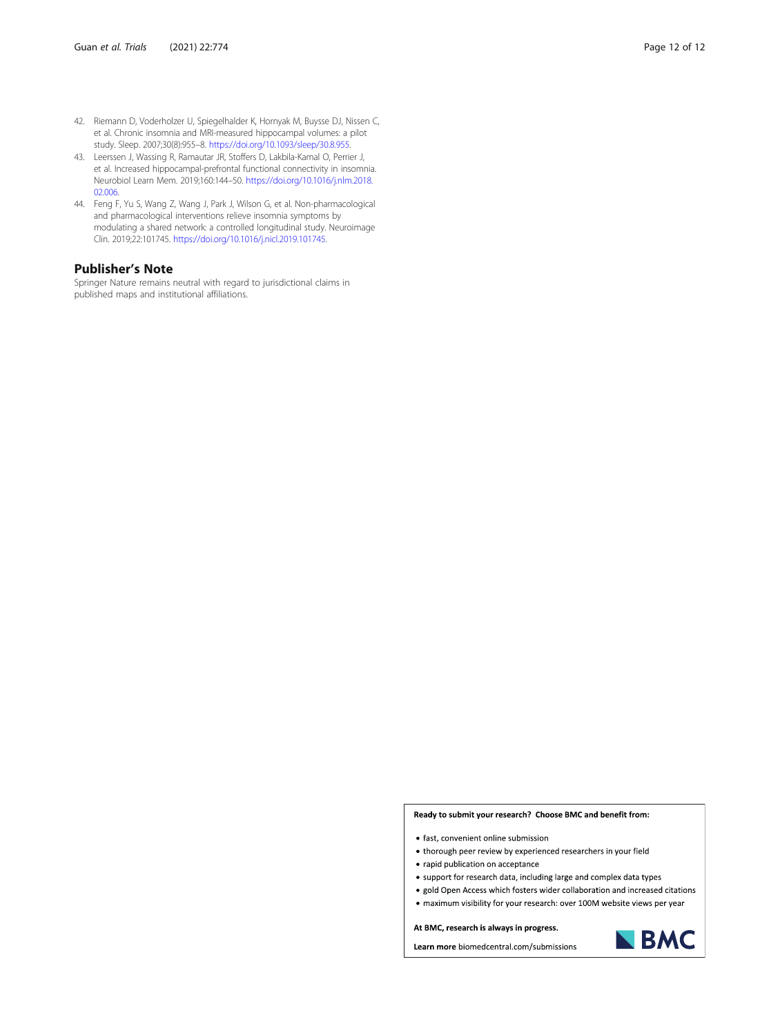42. Riemann D, Voderholzer U, Spiegelhalder K, Hornyak M, Buysse DJ, Nissen C, et al. Chronic insomnia and MRI-measured hippocampal volumes: a pilot study. Sleep. 2007;30(8):955–8. https://doi.org/10.1093/sleep/30.8.955.
43. Leerssen J, Wassing R, Ramautar JR, Stoffers D, Lakbila-Kamal O, Perrier J, et al. Increased hippocampal-prefrontal functional connectivity in insomnia. Neurobiol Learn Mem. 2019;160:144–50. https://doi.org/10.1016/j.nlm.2018.02.006.
44. Feng F, Yu S, Wang Z, Wang J, Park J, Wilson G, et al. Non-pharmacological and pharmacological interventions relieve insomnia symptoms by modulating a shared network: a controlled longitudinal study. Neuroimage Clin. 2019;22:101745. https://doi.org/10.1016/j.nicl.2019.101745.

## Publisher's Note

Springer Nature remains neutral with regard to jurisdictional claims in published maps and institutional affiliations.

**Ready to submit your research? Choose BMC and benefit from:**

- fast, convenient online submission
- thorough peer review by experienced researchers in your field
- rapid publication on acceptance
- support for research data, including large and complex data types
- gold Open Access which fosters wider collaboration and increased citations
- maximum visibility for your research: over 100M website views per year

**At BMC, research is always in progress.**

**Learn more** biomedcentral.com/submissions

BMC